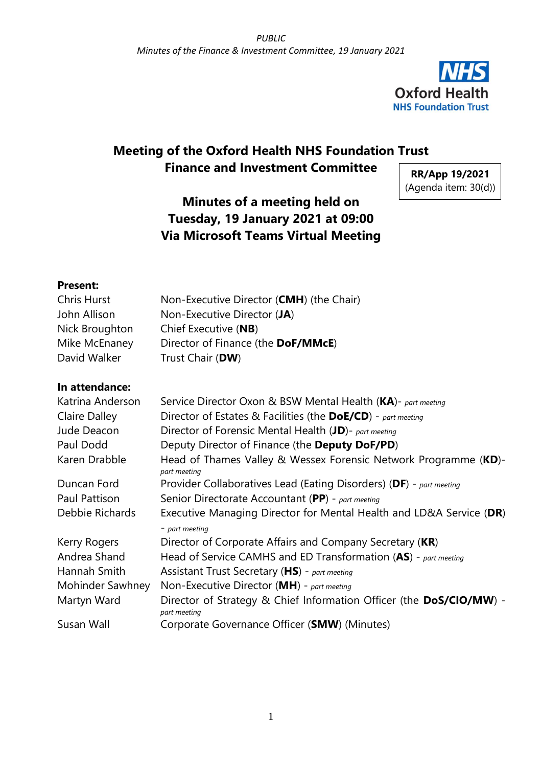# Meeting of the Oxford Health NHS Foundation Trust Finance and Investment Committee

**RR/App 19/2021**
(Agenda item: 30(d))

## Minutes of a meeting held on Tuesday, 19 January 2021 at 09:00 Via Microsoft Teams Virtual Meeting

**Present:**

| | |
|---|---|
| Chris Hurst | Non-Executive Director (**CMH**) (the Chair) |
| John Allison | Non-Executive Director (**JA**) |
| Nick Broughton | Chief Executive (**NB**) |
| Mike McEnaney | Director of Finance (the **DoF/MMcE**) |
| David Walker | Trust Chair (**DW**) |

**In attendance:**

| | |
|---|---|
| Katrina Anderson | Service Director Oxon & BSW Mental Health (**KA**)- *part meeting* |
| Claire Dalley | Director of Estates & Facilities (the **DoE/CD**) - *part meeting* |
| Jude Deacon | Director of Forensic Mental Health (**JD**)- *part meeting* |
| Paul Dodd | Deputy Director of Finance (the **Deputy DoF/PD**) |
| Karen Drabble | Head of Thames Valley & Wessex Forensic Network Programme (**KD**)- *part meeting* |
| Duncan Ford | Provider Collaboratives Lead (Eating Disorders) (**DF**) - *part meeting* |
| Paul Pattison | Senior Directorate Accountant (**PP**) - *part meeting* |
| Debbie Richards | Executive Managing Director for Mental Health and LD&A Service (**DR**) - *part meeting* |
| Kerry Rogers | Director of Corporate Affairs and Company Secretary (**KR**) |
| Andrea Shand | Head of Service CAMHS and ED Transformation (**AS**) - *part meeting* |
| Hannah Smith | Assistant Trust Secretary (**HS**) - *part meeting* |
| Mohinder Sawhney | Non-Executive Director (**MH**) - *part meeting* |
| Martyn Ward | Director of Strategy & Chief Information Officer (the **DoS/CIO/MW**) - *part meeting* |
| Susan Wall | Corporate Governance Officer (**SMW**) (Minutes) |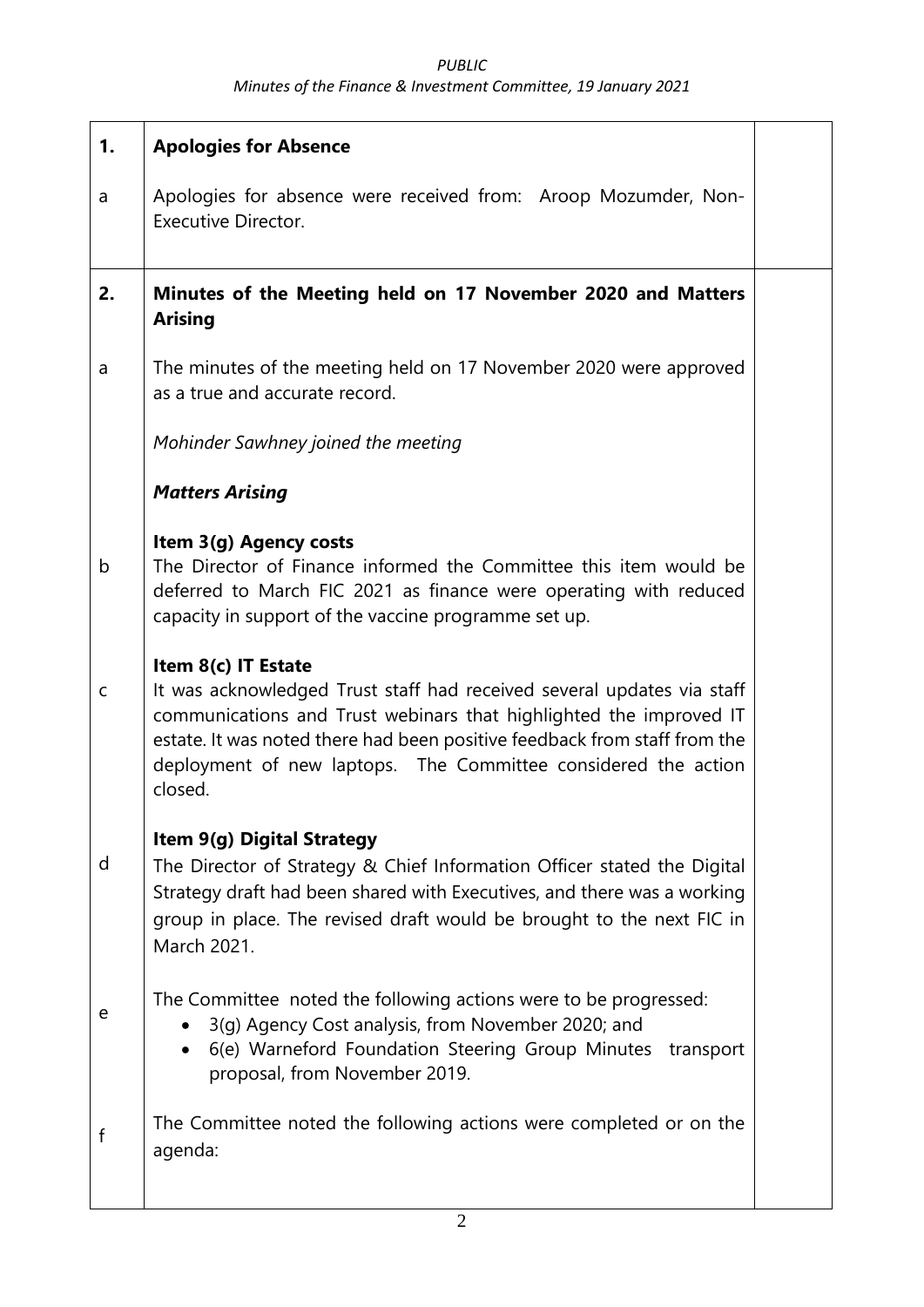| | | |
|---|---|---|
| **1.** | **Apologies for Absence** | |
| a | Apologies for absence were received from: Aroop Mozumder, Non-Executive Director. | |
| **2.** | **Minutes of the Meeting held on 17 November 2020 and Matters Arising** | |
| a | The minutes of the meeting held on 17 November 2020 were approved as a true and accurate record.<br><br>*Mohinder Sawhney joined the meeting*<br><br>***Matters Arising*** | |
| b | **Item 3(g) Agency costs**<br>The Director of Finance informed the Committee this item would be deferred to March FIC 2021 as finance were operating with reduced capacity in support of the vaccine programme set up. | |
| c | **Item 8(c) IT Estate**<br>It was acknowledged Trust staff had received several updates via staff communications and Trust webinars that highlighted the improved IT estate. It was noted there had been positive feedback from staff from the deployment of new laptops. The Committee considered the action closed. | |
| d | **Item 9(g) Digital Strategy**<br>The Director of Strategy & Chief Information Officer stated the Digital Strategy draft had been shared with Executives, and there was a working group in place. The revised draft would be brought to the next FIC in March 2021. | |
| e | The Committee noted the following actions were to be progressed:<br>• 3(g) Agency Cost analysis, from November 2020; and<br>• 6(e) Warneford Foundation Steering Group Minutes transport proposal, from November 2019. | |
| f | The Committee noted the following actions were completed or on the agenda: | |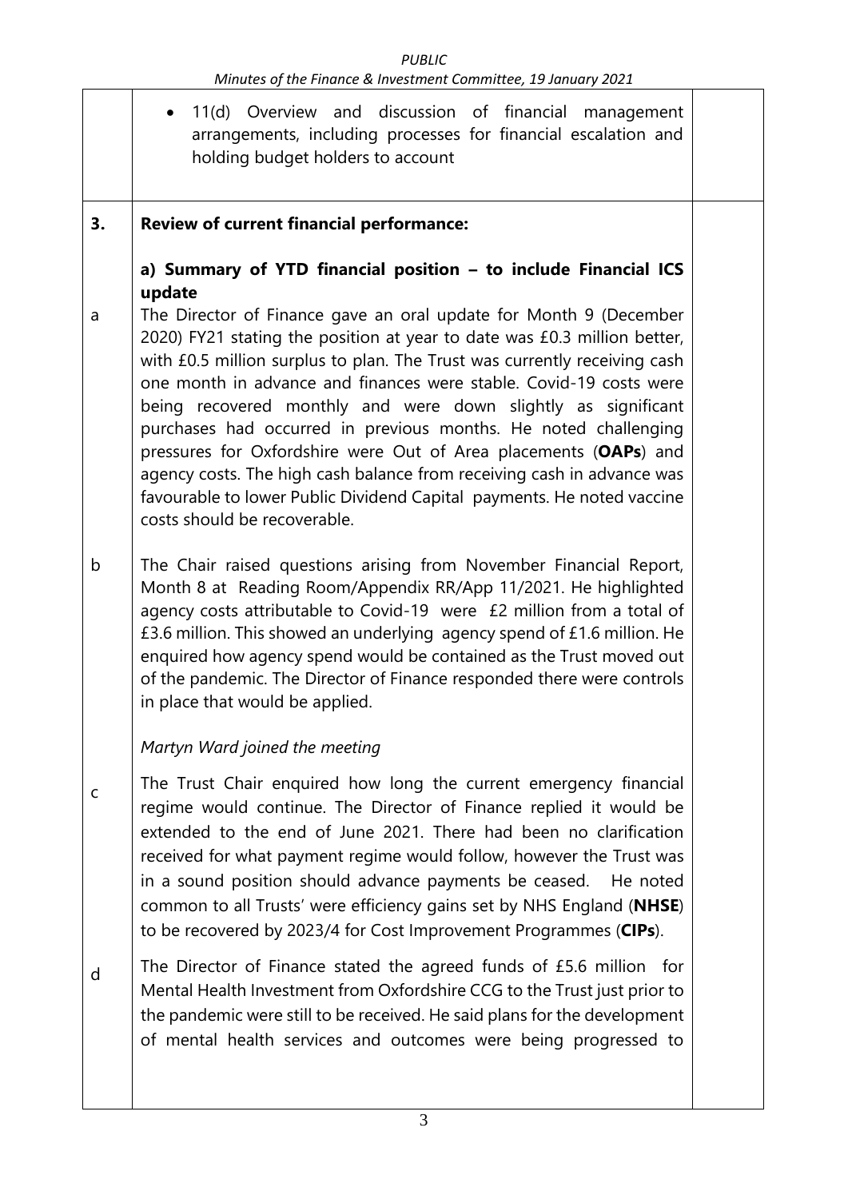- 11(d) Overview and discussion of financial management arrangements, including processes for financial escalation and holding budget holders to account

**3.** **Review of current financial performance:**

**a) Summary of YTD financial position – to include Financial ICS update**

a The Director of Finance gave an oral update for Month 9 (December 2020) FY21 stating the position at year to date was £0.3 million better, with £0.5 million surplus to plan. The Trust was currently receiving cash one month in advance and finances were stable. Covid-19 costs were being recovered monthly and were down slightly as significant purchases had occurred in previous months. He noted challenging pressures for Oxfordshire were Out of Area placements (**OAPs**) and agency costs. The high cash balance from receiving cash in advance was favourable to lower Public Dividend Capital payments. He noted vaccine costs should be recoverable.

b The Chair raised questions arising from November Financial Report, Month 8 at Reading Room/Appendix RR/App 11/2021. He highlighted agency costs attributable to Covid-19 were £2 million from a total of £3.6 million. This showed an underlying agency spend of £1.6 million. He enquired how agency spend would be contained as the Trust moved out of the pandemic. The Director of Finance responded there were controls in place that would be applied.

*Martyn Ward joined the meeting*

c The Trust Chair enquired how long the current emergency financial regime would continue. The Director of Finance replied it would be extended to the end of June 2021. There had been no clarification received for what payment regime would follow, however the Trust was in a sound position should advance payments be ceased. He noted common to all Trusts' were efficiency gains set by NHS England (**NHSE**) to be recovered by 2023/4 for Cost Improvement Programmes (**CIPs**).

d The Director of Finance stated the agreed funds of £5.6 million for Mental Health Investment from Oxfordshire CCG to the Trust just prior to the pandemic were still to be received. He said plans for the development of mental health services and outcomes were being progressed to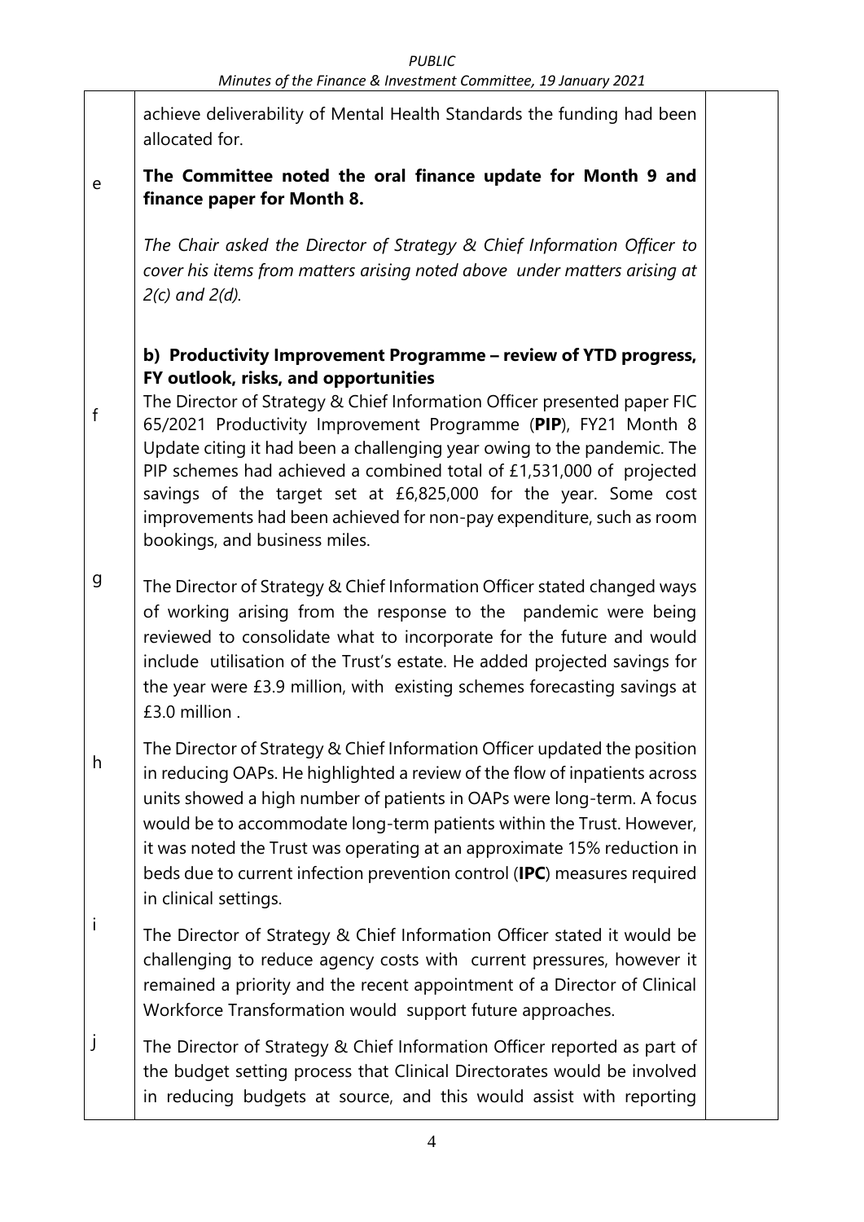achieve deliverability of Mental Health Standards the funding had been allocated for.

e **The Committee noted the oral finance update for Month 9 and finance paper for Month 8.**

*The Chair asked the Director of Strategy & Chief Information Officer to cover his items from matters arising noted above under matters arising at 2(c) and 2(d).*

**b) Productivity Improvement Programme – review of YTD progress, FY outlook, risks, and opportunities**

f The Director of Strategy & Chief Information Officer presented paper FIC 65/2021 Productivity Improvement Programme (**PIP**), FY21 Month 8 Update citing it had been a challenging year owing to the pandemic. The PIP schemes had achieved a combined total of £1,531,000 of projected savings of the target set at £6,825,000 for the year. Some cost improvements had been achieved for non-pay expenditure, such as room bookings, and business miles.

g The Director of Strategy & Chief Information Officer stated changed ways of working arising from the response to the pandemic were being reviewed to consolidate what to incorporate for the future and would include utilisation of the Trust's estate. He added projected savings for the year were £3.9 million, with existing schemes forecasting savings at £3.0 million .

h The Director of Strategy & Chief Information Officer updated the position in reducing OAPs. He highlighted a review of the flow of inpatients across units showed a high number of patients in OAPs were long-term. A focus would be to accommodate long-term patients within the Trust. However, it was noted the Trust was operating at an approximate 15% reduction in beds due to current infection prevention control (**IPC**) measures required in clinical settings.

i The Director of Strategy & Chief Information Officer stated it would be challenging to reduce agency costs with current pressures, however it remained a priority and the recent appointment of a Director of Clinical Workforce Transformation would support future approaches.

j The Director of Strategy & Chief Information Officer reported as part of the budget setting process that Clinical Directorates would be involved in reducing budgets at source, and this would assist with reporting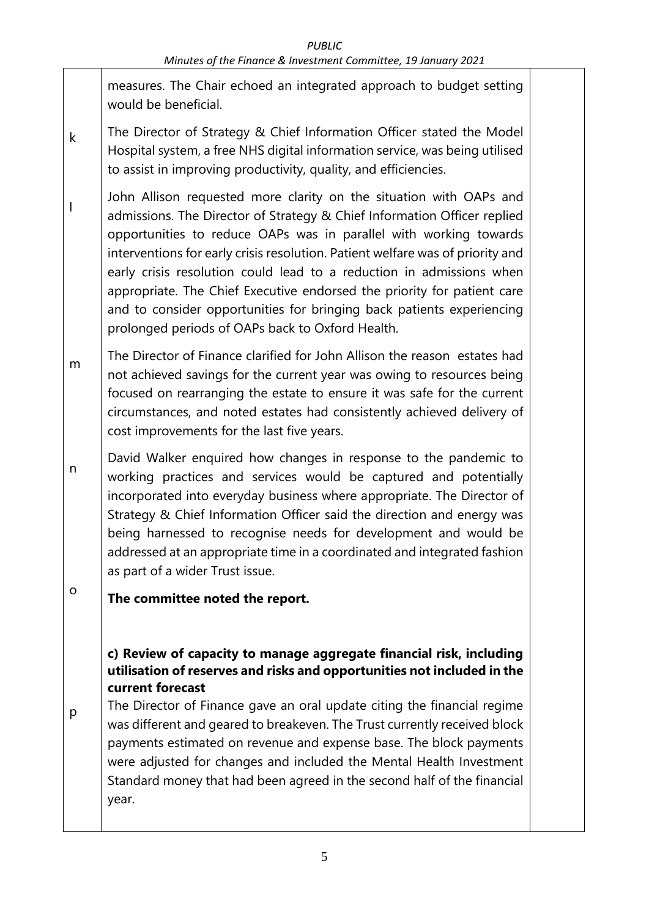| | | |
|---|---|---|
| | measures. The Chair echoed an integrated approach to budget setting would be beneficial. | |
| k | The Director of Strategy & Chief Information Officer stated the Model Hospital system, a free NHS digital information service, was being utilised to assist in improving productivity, quality, and efficiencies. | |
| l | John Allison requested more clarity on the situation with OAPs and admissions. The Director of Strategy & Chief Information Officer replied opportunities to reduce OAPs was in parallel with working towards interventions for early crisis resolution. Patient welfare was of priority and early crisis resolution could lead to a reduction in admissions when appropriate. The Chief Executive endorsed the priority for patient care and to consider opportunities for bringing back patients experiencing prolonged periods of OAPs back to Oxford Health. | |
| m | The Director of Finance clarified for John Allison the reason estates had not achieved savings for the current year was owing to resources being focused on rearranging the estate to ensure it was safe for the current circumstances, and noted estates had consistently achieved delivery of cost improvements for the last five years. | |
| n | David Walker enquired how changes in response to the pandemic to working practices and services would be captured and potentially incorporated into everyday business where appropriate. The Director of Strategy & Chief Information Officer said the direction and energy was being harnessed to recognise needs for development and would be addressed at an appropriate time in a coordinated and integrated fashion as part of a wider Trust issue. | |
| o | **The committee noted the report.** | |
| p | **c) Review of capacity to manage aggregate financial risk, including utilisation of reserves and risks and opportunities not included in the current forecast**<br>The Director of Finance gave an oral update citing the financial regime was different and geared to breakeven. The Trust currently received block payments estimated on revenue and expense base. The block payments were adjusted for changes and included the Mental Health Investment Standard money that had been agreed in the second half of the financial year. | |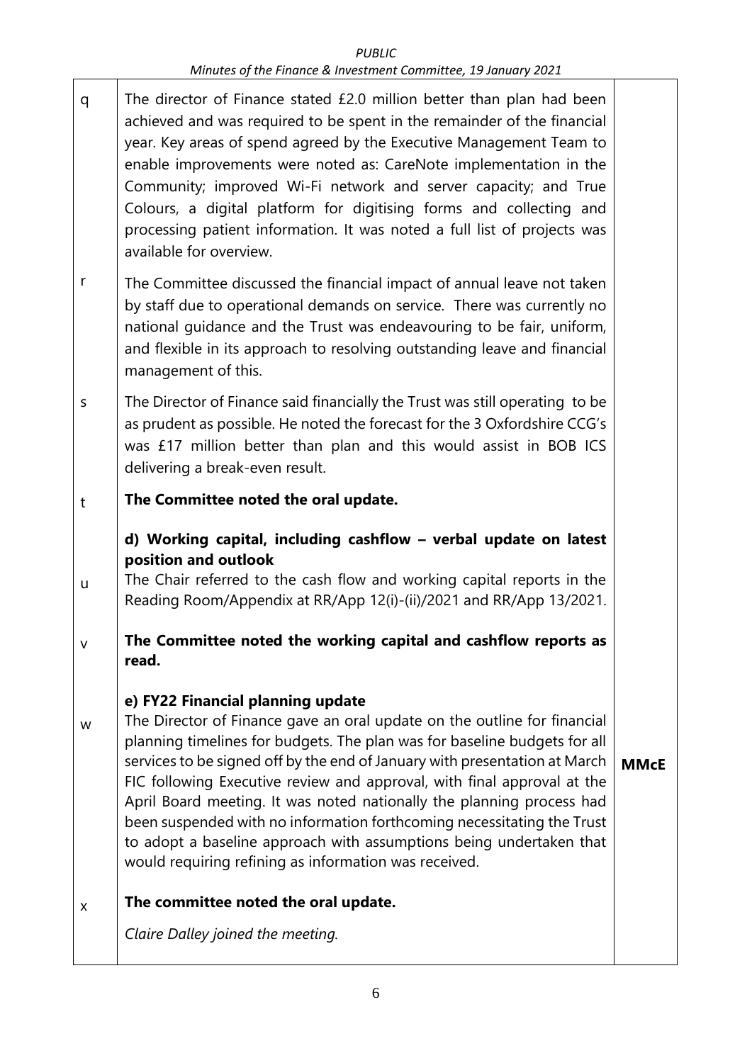| | | |
|---|---|---|
| q | The director of Finance stated £2.0 million better than plan had been achieved and was required to be spent in the remainder of the financial year. Key areas of spend agreed by the Executive Management Team to enable improvements were noted as: CareNote implementation in the Community; improved Wi-Fi network and server capacity; and True Colours, a digital platform for digitising forms and collecting and processing patient information. It was noted a full list of projects was available for overview. | |
| r | The Committee discussed the financial impact of annual leave not taken by staff due to operational demands on service. There was currently no national guidance and the Trust was endeavouring to be fair, uniform, and flexible in its approach to resolving outstanding leave and financial management of this. | |
| s | The Director of Finance said financially the Trust was still operating to be as prudent as possible. He noted the forecast for the 3 Oxfordshire CCG's was £17 million better than plan and this would assist in BOB ICS delivering a break-even result. | |
| t | **The Committee noted the oral update.** | |
| u | **d) Working capital, including cashflow – verbal update on latest position and outlook** The Chair referred to the cash flow and working capital reports in the Reading Room/Appendix at RR/App 12(i)-(ii)/2021 and RR/App 13/2021. | |
| v | **The Committee noted the working capital and cashflow reports as read.** | |
| w | **e) FY22 Financial planning update** The Director of Finance gave an oral update on the outline for financial planning timelines for budgets. The plan was for baseline budgets for all services to be signed off by the end of January with presentation at March FIC following Executive review and approval, with final approval at the April Board meeting. It was noted nationally the planning process had been suspended with no information forthcoming necessitating the Trust to adopt a baseline approach with assumptions being undertaken that would requiring refining as information was received. | **MMcE** |
| x | **The committee noted the oral update.** *Claire Dalley joined the meeting.* | |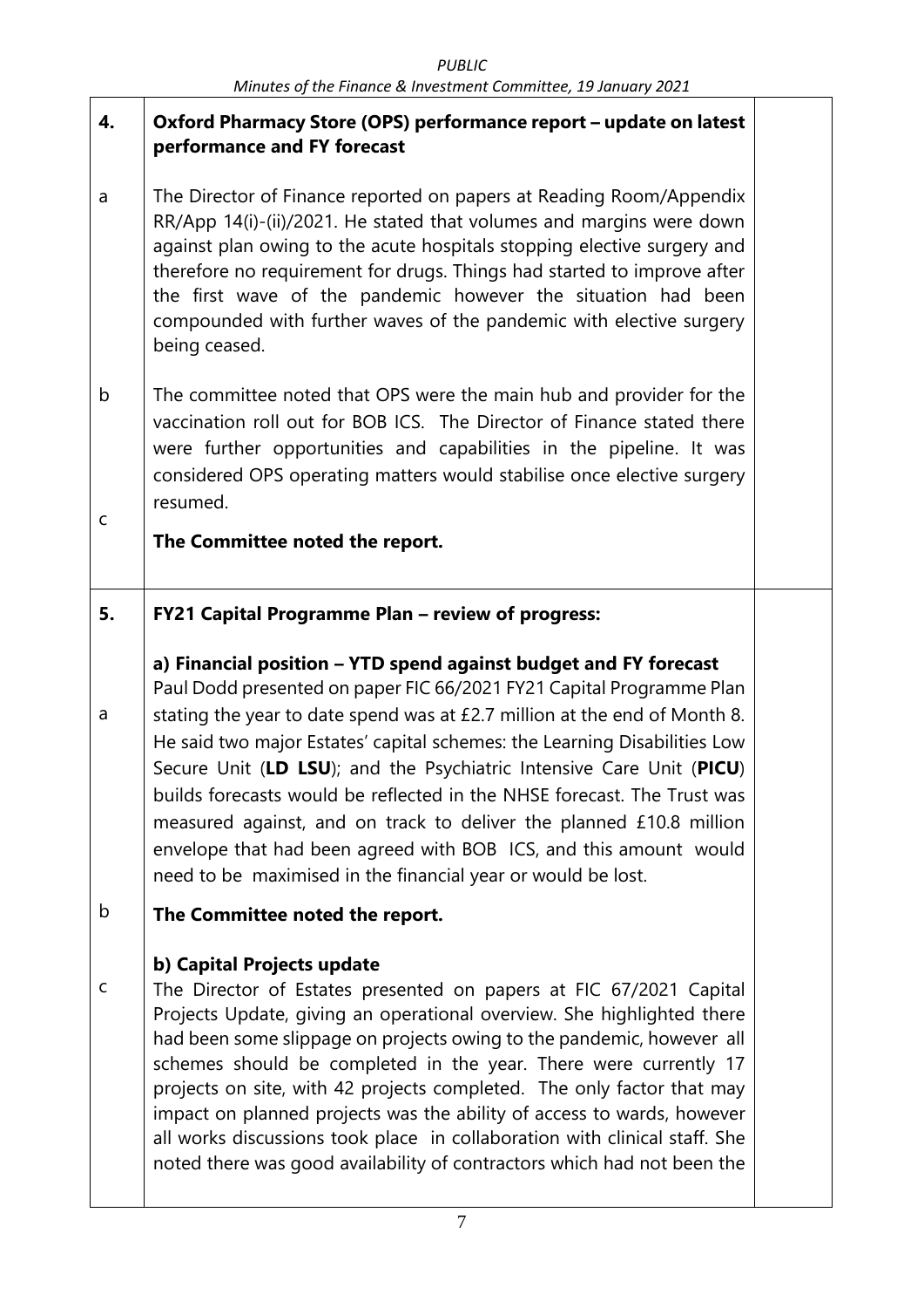| | | |
|---|---|---|
| **4.** | **Oxford Pharmacy Store (OPS) performance report – update on latest performance and FY forecast** | |
| a | The Director of Finance reported on papers at Reading Room/Appendix RR/App 14(i)-(ii)/2021. He stated that volumes and margins were down against plan owing to the acute hospitals stopping elective surgery and therefore no requirement for drugs. Things had started to improve after the first wave of the pandemic however the situation had been compounded with further waves of the pandemic with elective surgery being ceased. | |
| b | The committee noted that OPS were the main hub and provider for the vaccination roll out for BOB ICS. The Director of Finance stated there were further opportunities and capabilities in the pipeline. It was considered OPS operating matters would stabilise once elective surgery resumed. | |
| c | **The Committee noted the report.** | |
| **5.** | **FY21 Capital Programme Plan – review of progress:** | |
| | **a) Financial position – YTD spend against budget and FY forecast** | |
| a | Paul Dodd presented on paper FIC 66/2021 FY21 Capital Programme Plan stating the year to date spend was at £2.7 million at the end of Month 8. He said two major Estates' capital schemes: the Learning Disabilities Low Secure Unit (**LD LSU**); and the Psychiatric Intensive Care Unit (**PICU**) builds forecasts would be reflected in the NHSE forecast. The Trust was measured against, and on track to deliver the planned £10.8 million envelope that had been agreed with BOB ICS, and this amount would need to be maximised in the financial year or would be lost. | |
| b | **The Committee noted the report.** | |
| | **b) Capital Projects update** | |
| c | The Director of Estates presented on papers at FIC 67/2021 Capital Projects Update, giving an operational overview. She highlighted there had been some slippage on projects owing to the pandemic, however all schemes should be completed in the year. There were currently 17 projects on site, with 42 projects completed. The only factor that may impact on planned projects was the ability of access to wards, however all works discussions took place in collaboration with clinical staff. She noted there was good availability of contractors which had not been the | |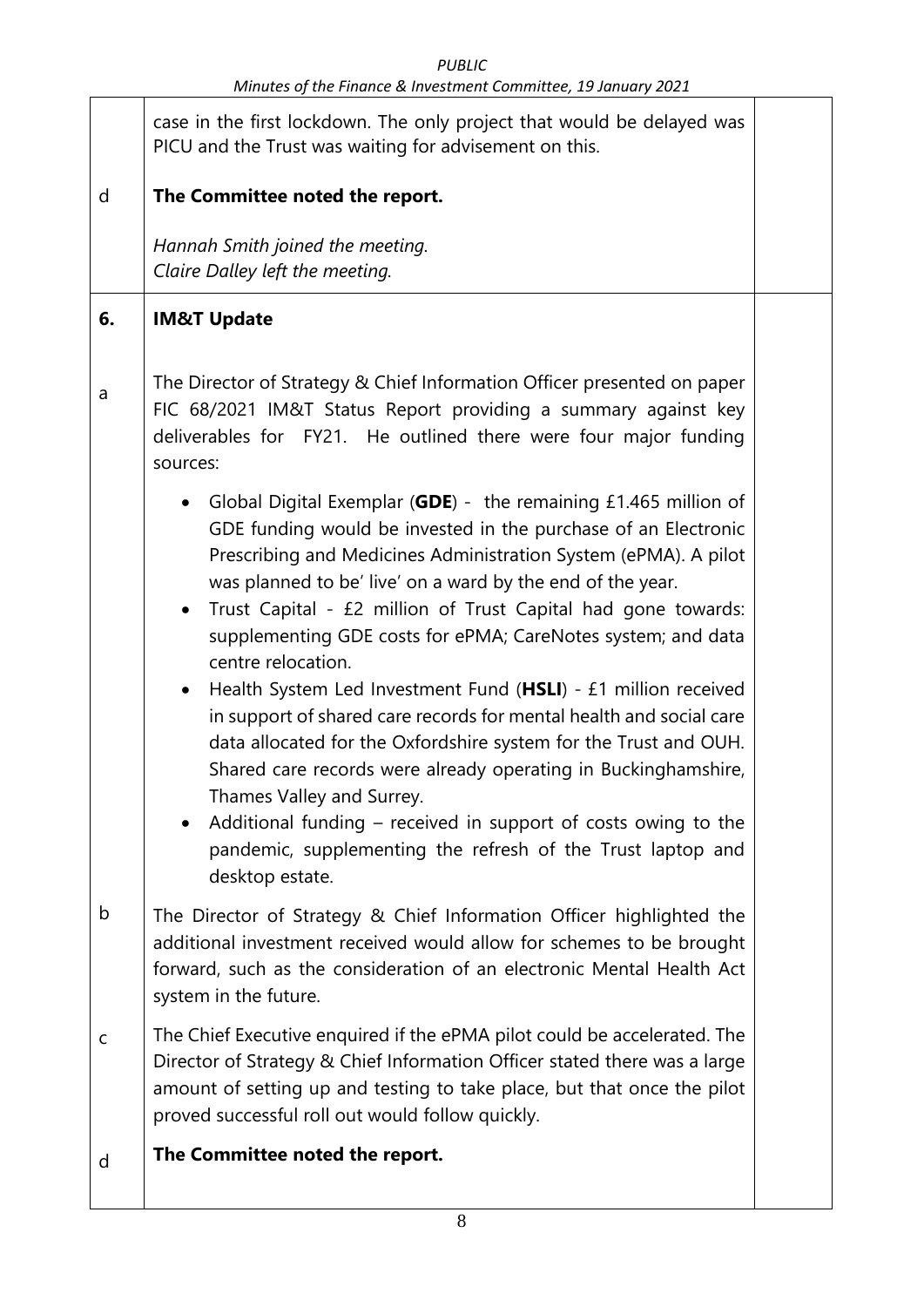| | | |
|---|---|---|
| | case in the first lockdown. The only project that would be delayed was PICU and the Trust was waiting for advisement on this. | |
| d | **The Committee noted the report.**<br><br>*Hannah Smith joined the meeting.*<br>*Claire Dalley left the meeting.* | |
| **6.** | **IM&T Update** | |
| a | The Director of Strategy & Chief Information Officer presented on paper FIC 68/2021 IM&T Status Report providing a summary against key deliverables for FY21. He outlined there were four major funding sources:<br><br>• Global Digital Exemplar (**GDE**) - the remaining £1.465 million of GDE funding would be invested in the purchase of an Electronic Prescribing and Medicines Administration System (ePMA). A pilot was planned to be' live' on a ward by the end of the year.<br>• Trust Capital - £2 million of Trust Capital had gone towards: supplementing GDE costs for ePMA; CareNotes system; and data centre relocation.<br>• Health System Led Investment Fund (**HSLI**) - £1 million received in support of shared care records for mental health and social care data allocated for the Oxfordshire system for the Trust and OUH. Shared care records were already operating in Buckinghamshire, Thames Valley and Surrey.<br>• Additional funding – received in support of costs owing to the pandemic, supplementing the refresh of the Trust laptop and desktop estate. | |
| b | The Director of Strategy & Chief Information Officer highlighted the additional investment received would allow for schemes to be brought forward, such as the consideration of an electronic Mental Health Act system in the future. | |
| c | The Chief Executive enquired if the ePMA pilot could be accelerated. The Director of Strategy & Chief Information Officer stated there was a large amount of setting up and testing to take place, but that once the pilot proved successful roll out would follow quickly. | |
| d | **The Committee noted the report.** | |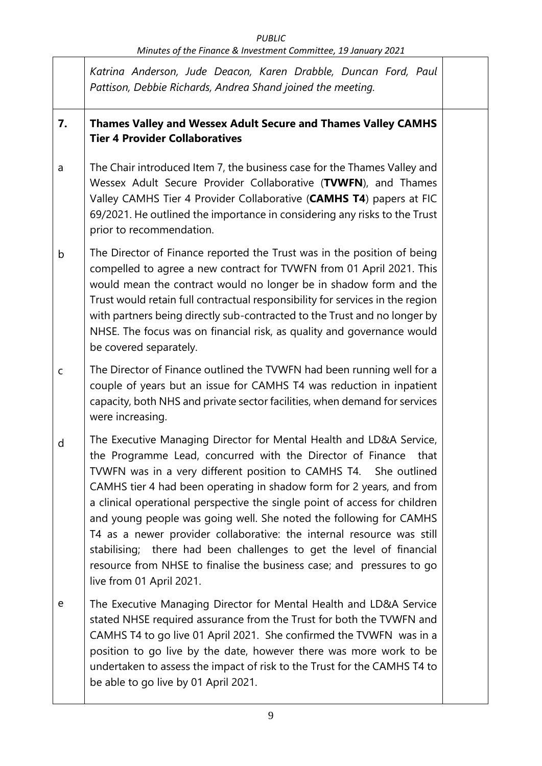*Katrina Anderson, Jude Deacon, Karen Drabble, Duncan Ford, Paul Pattison, Debbie Richards, Andrea Shand joined the meeting.*

| | | |
|---|---|---|
| **7.** | **Thames Valley and Wessex Adult Secure and Thames Valley CAMHS Tier 4 Provider Collaboratives** | |
| a | The Chair introduced Item 7, the business case for the Thames Valley and Wessex Adult Secure Provider Collaborative (**TVWFN**), and Thames Valley CAMHS Tier 4 Provider Collaborative (**CAMHS T4**) papers at FIC 69/2021. He outlined the importance in considering any risks to the Trust prior to recommendation. | |
| b | The Director of Finance reported the Trust was in the position of being compelled to agree a new contract for TVWFN from 01 April 2021. This would mean the contract would no longer be in shadow form and the Trust would retain full contractual responsibility for services in the region with partners being directly sub-contracted to the Trust and no longer by NHSE. The focus was on financial risk, as quality and governance would be covered separately. | |
| c | The Director of Finance outlined the TVWFN had been running well for a couple of years but an issue for CAMHS T4 was reduction in inpatient capacity, both NHS and private sector facilities, when demand for services were increasing. | |
| d | The Executive Managing Director for Mental Health and LD&A Service, the Programme Lead, concurred with the Director of Finance that TVWFN was in a very different position to CAMHS T4. She outlined CAMHS tier 4 had been operating in shadow form for 2 years, and from a clinical operational perspective the single point of access for children and young people was going well. She noted the following for CAMHS T4 as a newer provider collaborative: the internal resource was still stabilising; there had been challenges to get the level of financial resource from NHSE to finalise the business case; and pressures to go live from 01 April 2021. | |
| e | The Executive Managing Director for Mental Health and LD&A Service stated NHSE required assurance from the Trust for both the TVWFN and CAMHS T4 to go live 01 April 2021. She confirmed the TVWFN was in a position to go live by the date, however there was more work to be undertaken to assess the impact of risk to the Trust for the CAMHS T4 to be able to go live by 01 April 2021. | |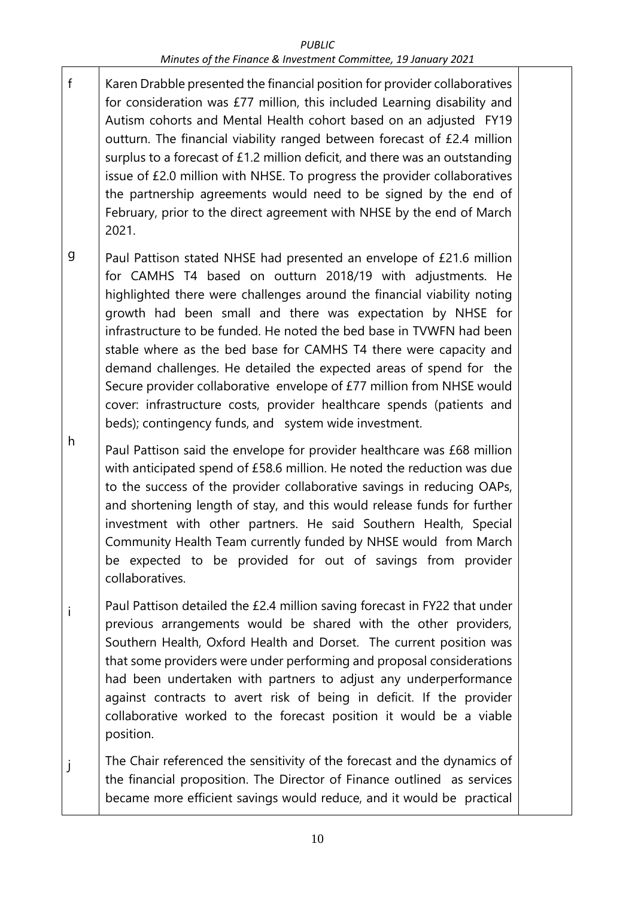| | | |
|---|---|---|
| f | Karen Drabble presented the financial position for provider collaboratives for consideration was £77 million, this included Learning disability and Autism cohorts and Mental Health cohort based on an adjusted FY19 outturn. The financial viability ranged between forecast of £2.4 million surplus to a forecast of £1.2 million deficit, and there was an outstanding issue of £2.0 million with NHSE. To progress the provider collaboratives the partnership agreements would need to be signed by the end of February, prior to the direct agreement with NHSE by the end of March 2021. | |
| g | Paul Pattison stated NHSE had presented an envelope of £21.6 million for CAMHS T4 based on outturn 2018/19 with adjustments. He highlighted there were challenges around the financial viability noting growth had been small and there was expectation by NHSE for infrastructure to be funded. He noted the bed base in TVWFN had been stable where as the bed base for CAMHS T4 there were capacity and demand challenges. He detailed the expected areas of spend for the Secure provider collaborative envelope of £77 million from NHSE would cover: infrastructure costs, provider healthcare spends (patients and beds); contingency funds, and system wide investment. | |
| h | Paul Pattison said the envelope for provider healthcare was £68 million with anticipated spend of £58.6 million. He noted the reduction was due to the success of the provider collaborative savings in reducing OAPs, and shortening length of stay, and this would release funds for further investment with other partners. He said Southern Health, Special Community Health Team currently funded by NHSE would from March be expected to be provided for out of savings from provider collaboratives. | |
| i | Paul Pattison detailed the £2.4 million saving forecast in FY22 that under previous arrangements would be shared with the other providers, Southern Health, Oxford Health and Dorset. The current position was that some providers were under performing and proposal considerations had been undertaken with partners to adjust any underperformance against contracts to avert risk of being in deficit. If the provider collaborative worked to the forecast position it would be a viable position. | |
| j | The Chair referenced the sensitivity of the forecast and the dynamics of the financial proposition. The Director of Finance outlined as services became more efficient savings would reduce, and it would be practical | |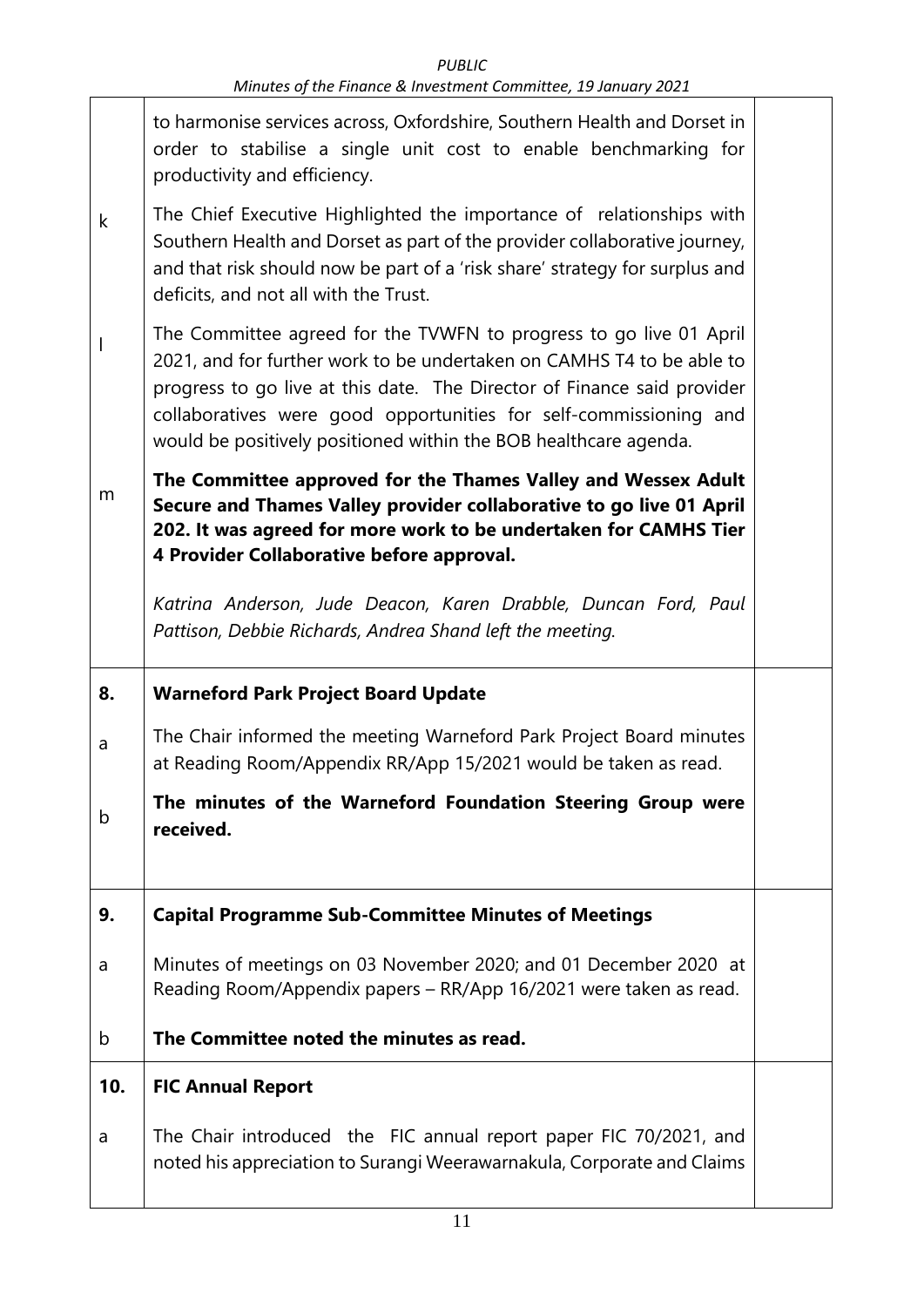| | | |
|---|---|---|
| | to harmonise services across, Oxfordshire, Southern Health and Dorset in order to stabilise a single unit cost to enable benchmarking for productivity and efficiency. | |
| k | The Chief Executive Highlighted the importance of relationships with Southern Health and Dorset as part of the provider collaborative journey, and that risk should now be part of a 'risk share' strategy for surplus and deficits, and not all with the Trust. | |
| l | The Committee agreed for the TVWFN to progress to go live 01 April 2021, and for further work to be undertaken on CAMHS T4 to be able to progress to go live at this date. The Director of Finance said provider collaboratives were good opportunities for self-commissioning and would be positively positioned within the BOB healthcare agenda. | |
| m | **The Committee approved for the Thames Valley and Wessex Adult Secure and Thames Valley provider collaborative to go live 01 April 202. It was agreed for more work to be undertaken for CAMHS Tier 4 Provider Collaborative before approval.**<br><br>*Katrina Anderson, Jude Deacon, Karen Drabble, Duncan Ford, Paul Pattison, Debbie Richards, Andrea Shand left the meeting.* | |
| **8.** | **Warneford Park Project Board Update** | |
| a | The Chair informed the meeting Warneford Park Project Board minutes at Reading Room/Appendix RR/App 15/2021 would be taken as read. | |
| b | **The minutes of the Warneford Foundation Steering Group were received.** | |
| **9.** | **Capital Programme Sub-Committee Minutes of Meetings** | |
| a | Minutes of meetings on 03 November 2020; and 01 December 2020 at Reading Room/Appendix papers – RR/App 16/2021 were taken as read. | |
| b | **The Committee noted the minutes as read.** | |
| **10.** | **FIC Annual Report** | |
| a | The Chair introduced the FIC annual report paper FIC 70/2021, and noted his appreciation to Surangi Weerawarnakula, Corporate and Claims | |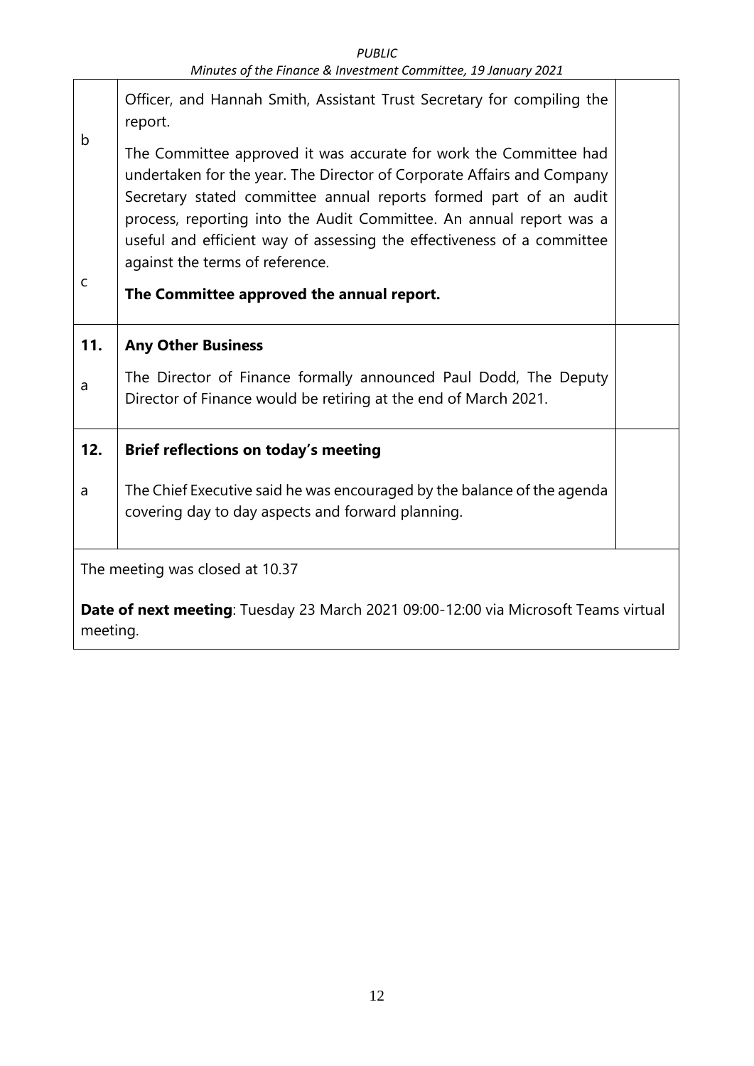| | | |
|---|---|---|
| b | Officer, and Hannah Smith, Assistant Trust Secretary for compiling the report.<br><br>The Committee approved it was accurate for work the Committee had undertaken for the year. The Director of Corporate Affairs and Company Secretary stated committee annual reports formed part of an audit process, reporting into the Audit Committee. An annual report was a useful and efficient way of assessing the effectiveness of a committee against the terms of reference. | |
| c | **The Committee approved the annual report.** | |
| **11.** | **Any Other Business** | |
| a | The Director of Finance formally announced Paul Dodd, The Deputy Director of Finance would be retiring at the end of March 2021. | |
| **12.** | **Brief reflections on today's meeting** | |
| a | The Chief Executive said he was encouraged by the balance of the agenda covering day to day aspects and forward planning. | |

The meeting was closed at 10.37

**Date of next meeting**: Tuesday 23 March 2021 09:00-12:00 via Microsoft Teams virtual meeting.